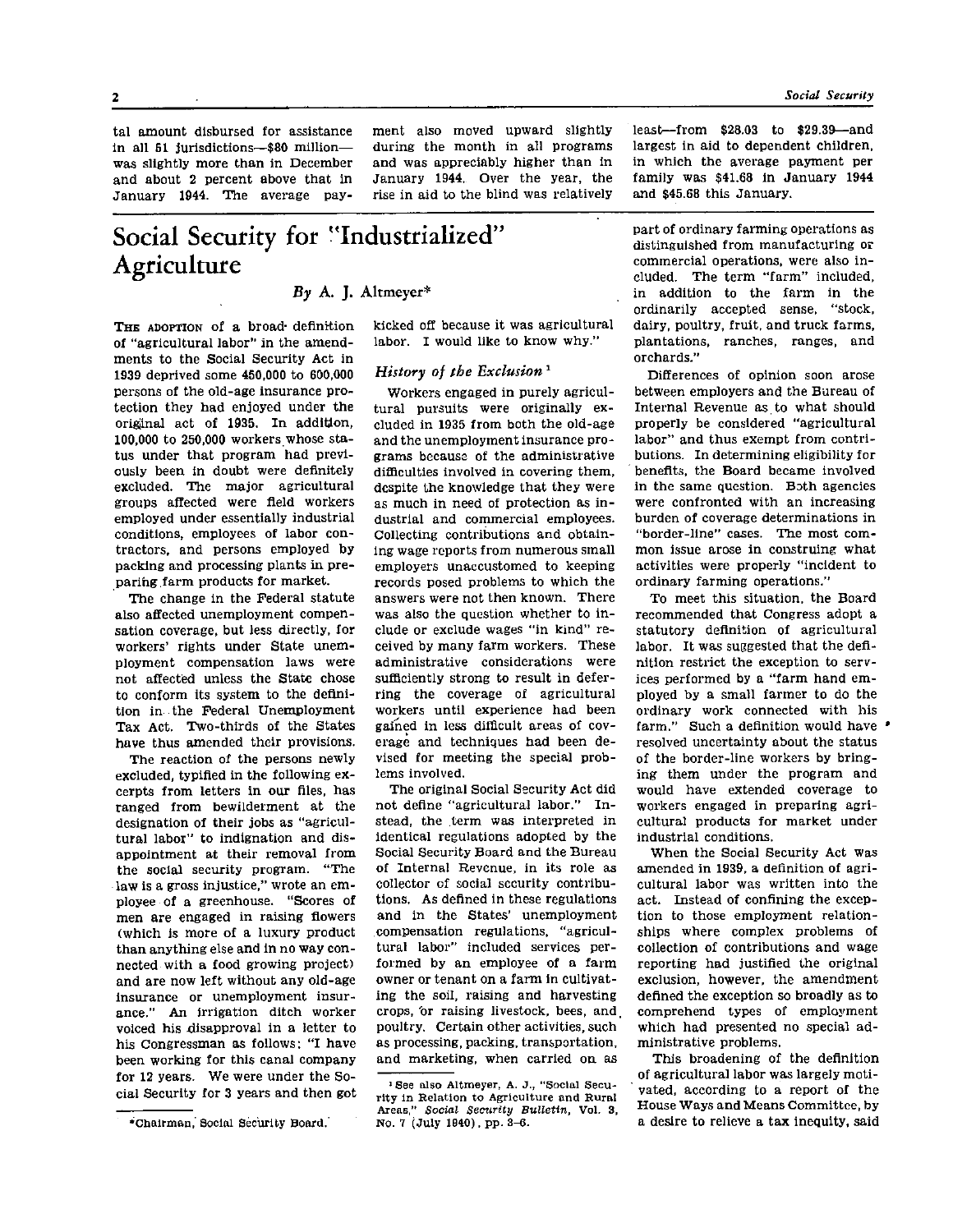tal amount disbursed for assistance in all 51 jurisdictions—$80 million—was slightly more than in December and about 2 percent above that in January 1944. The average payment also moved upward slightly during the month in all programs and was appreciably higher than in January 1944. Over the year, the rise in aid to the blind was relatively least—from $28.03 to $29.39—and largest in aid to dependent children, in which the average payment per family was $41.68 in January 1944 and $45.68 this January.

# Social Security for "Industrialized" Agriculture

*By* A. J. Altmeyer*

THE ADOPTION of a broad definition of "agricultural labor" in the amendments to the Social Security Act in 1939 deprived some 450,000 to 600,000 persons of the old-age insurance protection they had enjoyed under the original act of 1935. In addition, 100,000 to 250,000 workers whose status under that program had previously been in doubt were definitely excluded. The major agricultural groups affected were field workers employed under essentially industrial conditions, employees of labor contractors, and persons employed by packing and processing plants in preparing farm products for market.

The change in the Federal statute also affected unemployment compensation coverage, but less directly, for workers' rights under State unemployment compensation laws were not affected unless the State chose to conform its system to the definition in the Federal Unemployment Tax Act. Two-thirds of the States have thus amended their provisions.

The reaction of the persons newly excluded, typified in the following excerpts from letters in our files, has ranged from bewilderment at the designation of their jobs as "agricultural labor" to indignation and disappointment at their removal from the social security program. "The law is a gross injustice," wrote an employee of a greenhouse. "Scores of men are engaged in raising flowers (which is more of a luxury product than anything else and in no way connected with a food growing project) and are now left without any old-age insurance or unemployment insurance." An irrigation ditch worker voiced his disapproval in a letter to his Congressman as follows: "I have been working for this canal company for 12 years. We were under the Social Security for 3 years and then got kicked off because it was agricultural labor. I would like to know why."

## *History of the Exclusion*[1]

Workers engaged in purely agricultural pursuits were originally excluded in 1935 from both the old-age and the unemployment insurance programs because of the administrative difficulties involved in covering them, despite the knowledge that they were as much in need of protection as industrial and commercial employees. Collecting contributions and obtaining wage reports from numerous small employers unaccustomed to keeping records posed problems to which the answers were not then known. There was also the question whether to include or exclude wages "in kind" received by many farm workers. These administrative considerations were sufficiently strong to result in deferring the coverage of agricultural workers until experience had been gained in less difficult areas of coverage and techniques had been devised for meeting the special problems involved.

The original Social Security Act did not define "agricultural labor." Instead, the term was interpreted in identical regulations adopted by the Social Security Board and the Bureau of Internal Revenue, in its role as collector of social security contributions. As defined in these regulations and in the States' unemployment compensation regulations, "agricultural labor" included services performed by an employee of a farm owner or tenant on a farm in cultivating the soil, raising and harvesting crops, or raising livestock, bees, and poultry. Certain other activities, such as processing, packing, transportation, and marketing, when carried on as part of ordinary farming operations as distinguished from manufacturing or commercial operations, were also included. The term "farm" included, in addition to the farm in the ordinarily accepted sense, "stock, dairy, poultry, fruit, and truck farms, plantations, ranches, ranges, and orchards."

Differences of opinion soon arose between employers and the Bureau of Internal Revenue as to what should properly be considered "agricultural labor" and thus exempt from contributions. In determining eligibility for benefits, the Board became involved in the same question. Both agencies were confronted with an increasing burden of coverage determinations in "border-line" cases. The most common issue arose in construing what activities were properly "incident to ordinary farming operations."

To meet this situation, the Board recommended that Congress adopt a statutory definition of agricultural labor. It was suggested that the definition restrict the exception to services performed by a "farm hand employed by a small farmer to do the ordinary work connected with his farm." Such a definition would have resolved uncertainty about the status of the border-line workers by bringing them under the program and would have extended coverage to workers engaged in preparing agricultural products for market under industrial conditions.

When the Social Security Act was amended in 1939, a definition of agricultural labor was written into the act. Instead of confining the exception to those employment relationships where complex problems of collection of contributions and wage reporting had justified the original exclusion, however, the amendment defined the exception so broadly as to comprehend types of employment which had presented no special administrative problems.

This broadening of the definition of agricultural labor was largely motivated, according to a report of the House Ways and Means Committee, by a desire to relieve a tax inequity, said

---

*Chairman, Social Security Board.

[1] See also Altmeyer, A. J., "Social Security in Relation to Agriculture and Rural Areas," *Social Security Bulletin*, Vol. 3, No. 7 (July 1940), pp. 3–6.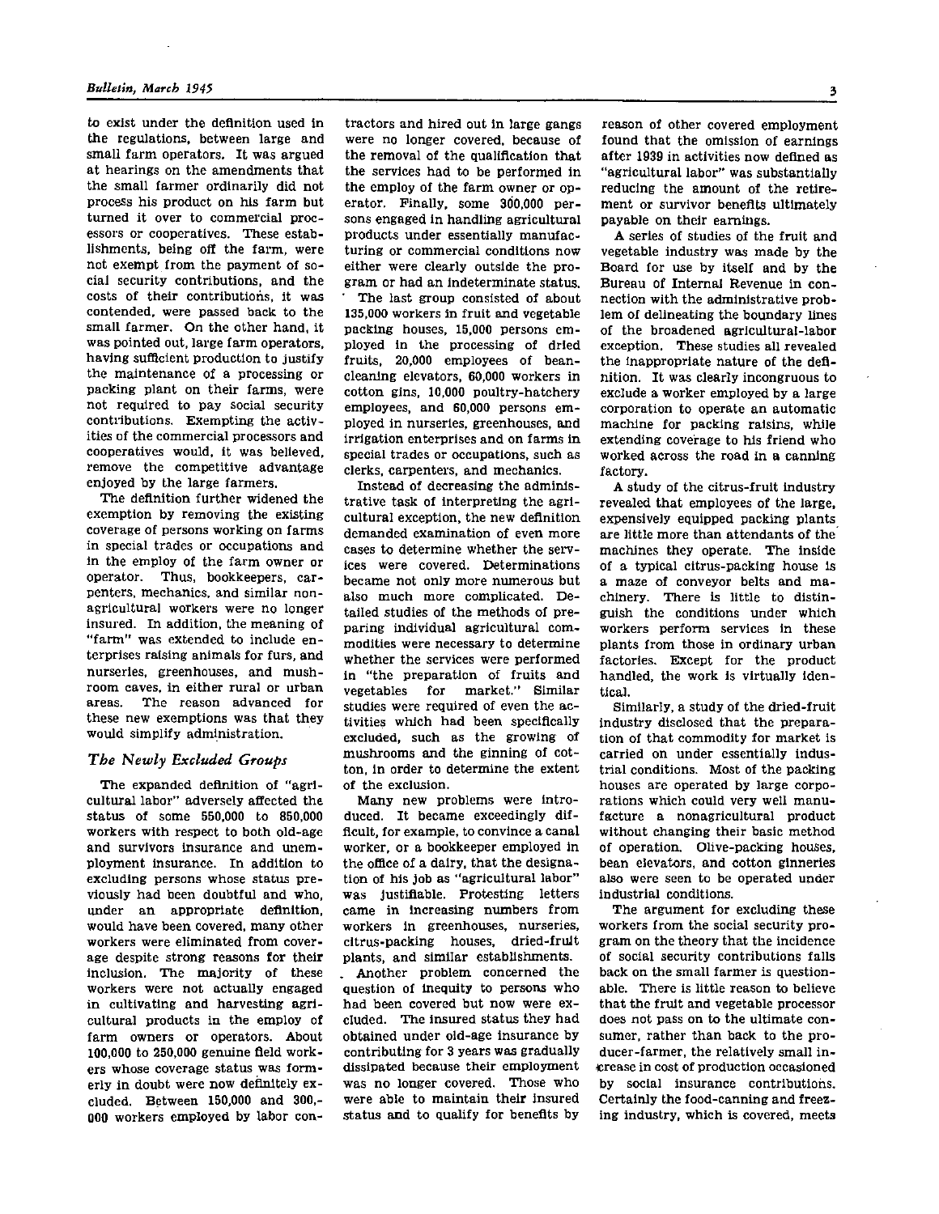to exist under the definition used in the regulations, between large and small farm operators. It was argued at hearings on the amendments that the small farmer ordinarily did not process his product on his farm but turned it over to commercial processors or cooperatives. These establishments, being off the farm, were not exempt from the payment of social security contributions, and the costs of their contributions, it was contended, were passed back to the small farmer. On the other hand, it was pointed out, large farm operators, having sufficient production to justify the maintenance of a processing or packing plant on their farms, were not required to pay social security contributions. Exempting the activities of the commercial processors and cooperatives would, it was believed, remove the competitive advantage enjoyed by the large farmers.

The definition further widened the exemption by removing the existing coverage of persons working on farms in special trades or occupations and in the employ of the farm owner or operator. Thus, bookkeepers, carpenters, mechanics, and similar nonagricultural workers were no longer insured. In addition, the meaning of "farm" was extended to include enterprises raising animals for furs, and nurseries, greenhouses, and mushroom caves, in either rural or urban areas. The reason advanced for these new exemptions was that they would simplify administration.

### *The Newly Excluded Groups*

The expanded definition of "agricultural labor" adversely affected the status of some 550,000 to 850,000 workers with respect to both old-age and survivors insurance and unemployment insurance. In addition to excluding persons whose status previously had been doubtful and who, under an appropriate definition, would have been covered, many other workers were eliminated from coverage despite strong reasons for their inclusion. The majority of these workers were not actually engaged in cultivating and harvesting agricultural products in the employ of farm owners or operators. About 100,000 to 250,000 genuine field workers whose coverage status was formerly in doubt were now definitely excluded. Between 150,000 and 300,000 workers employed by labor contractors and hired out in large gangs were no longer covered, because of the removal of the qualification that the services had to be performed in the employ of the farm owner or operator. Finally, some 300,000 persons engaged in handling agricultural products under essentially manufacturing or commercial conditions now either were clearly outside the program or had an indeterminate status.

The last group consisted of about 135,000 workers in fruit and vegetable packing houses, 15,000 persons employed in the processing of dried fruits, 20,000 employees of bean-cleaning elevators, 60,000 workers in cotton gins, 10,000 poultry-hatchery employees, and 60,000 persons employed in nurseries, greenhouses, and irrigation enterprises and on farms in special trades or occupations, such as clerks, carpenters, and mechanics.

Instead of decreasing the administrative task of interpreting the agricultural exception, the new definition demanded examination of even more cases to determine whether the services were covered. Determinations became not only more numerous but also much more complicated. Detailed studies of the methods of preparing individual agricultural commodities were necessary to determine whether the services were performed in "the preparation of fruits and vegetables for market." Similar studies were required of even the activities which had been specifically excluded, such as the growing of mushrooms and the ginning of cotton, in order to determine the extent of the exclusion.

Many new problems were introduced. It became exceedingly difficult, for example, to convince a canal worker, or a bookkeeper employed in the office of a dairy, that the designation of his job as "agricultural labor" was justifiable. Protesting letters came in increasing numbers from workers in greenhouses, nurseries, citrus-packing houses, dried-fruit plants, and similar establishments.

Another problem concerned the question of inequity to persons who had been covered but now were excluded. The insured status they had obtained under old-age insurance by contributing for 3 years was gradually dissipated because their employment was no longer covered. Those who were able to maintain their insured status and to qualify for benefits by reason of other covered employment found that the omission of earnings after 1939 in activities now defined as "agricultural labor" was substantially reducing the amount of the retirement or survivor benefits ultimately payable on their earnings.

A series of studies of the fruit and vegetable industry was made by the Board for use by itself and by the Bureau of Internal Revenue in connection with the administrative problem of delineating the boundary lines of the broadened agricultural-labor exception. These studies all revealed the inappropriate nature of the definition. It was clearly incongruous to exclude a worker employed by a large corporation to operate an automatic machine for packing raisins, while extending coverage to his friend who worked across the road in a canning factory.

A study of the citrus-fruit industry revealed that employees of the large, expensively equipped packing plants are little more than attendants of the machines they operate. The inside of a typical citrus-packing house is a maze of conveyor belts and machinery. There is little to distinguish the conditions under which workers perform services in these plants from those in ordinary urban factories. Except for the product handled, the work is virtually identical.

Similarly, a study of the dried-fruit industry disclosed that the preparation of that commodity for market is carried on under essentially industrial conditions. Most of the packing houses are operated by large corporations which could very well manufacture a nonagricultural product without changing their basic method of operation. Olive-packing houses, bean elevators, and cotton ginneries also were seen to be operated under industrial conditions.

The argument for excluding these workers from the social security program on the theory that the incidence of social security contributions falls back on the small farmer is questionable. There is little reason to believe that the fruit and vegetable processor does not pass on to the ultimate consumer, rather than back to the producer-farmer, the relatively small increase in cost of production occasioned by social insurance contributions. Certainly the food-canning and freezing industry, which is covered, meets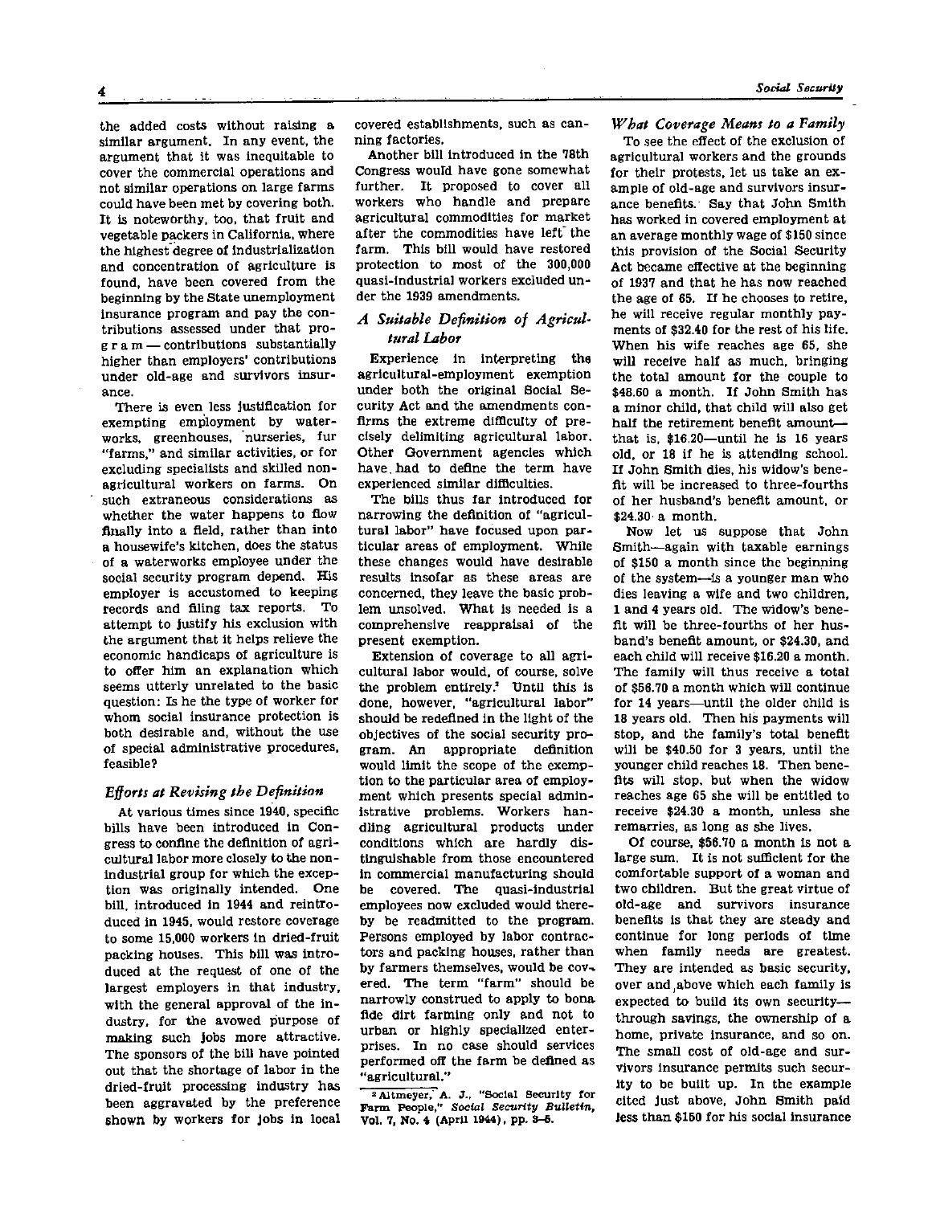the added costs without raising a similar argument. In any event, the argument that it was inequitable to cover the commercial operations and not similar operations on large farms could have been met by covering both. It is noteworthy, too, that fruit and vegetable packers in California, where the highest degree of industrialization and concentration of agriculture is found, have been covered from the beginning by the State unemployment insurance program and pay the contributions assessed under that program — contributions substantially higher than employers' contributions under old-age and survivors insurance.

There is even less justification for exempting employment by waterworks, greenhouses, nurseries, fur "farms," and similar activities, or for excluding specialists and skilled nonagricultural workers on farms. On such extraneous considerations as whether the water happens to flow finally into a field, rather than into a housewife's kitchen, does the status of a waterworks employee under the social security program depend. His employer is accustomed to keeping records and filing tax reports. To attempt to justify his exclusion with the argument that it helps relieve the economic handicaps of agriculture is to offer him an explanation which seems utterly unrelated to the basic question: Is he the type of worker for whom social insurance protection is both desirable and, without the use of special administrative procedures, feasible?

### *Efforts at Revising the Definition*

At various times since 1940, specific bills have been introduced in Congress to confine the definition of agricultural labor more closely to the nonindustrial group for which the exception was originally intended. One bill, introduced in 1944 and reintroduced in 1945, would restore coverage to some 15,000 workers in dried-fruit packing houses. This bill was introduced at the request of one of the largest employers in that industry, with the general approval of the industry, for the avowed purpose of making such jobs more attractive. The sponsors of the bill have pointed out that the shortage of labor in the dried-fruit processing industry has been aggravated by the preference shown by workers for jobs in local covered establishments, such as canning factories.

Another bill introduced in the 78th Congress would have gone somewhat further. It proposed to cover all workers who handle and prepare agricultural commodities for market after the commodities have left the farm. This bill would have restored protection to most of the 300,000 quasi-industrial workers excluded under the 1939 amendments.

### *A Suitable Definition of Agricultural Labor*

Experience in interpreting the agricultural-employment exemption under both the original Social Security Act and the amendments confirms the extreme difficulty of precisely delimiting agricultural labor. Other Government agencies which have had to define the term have experienced similar difficulties.

The bills thus far introduced for narrowing the definition of "agricultural labor" have focused upon particular areas of employment. While these changes would have desirable results insofar as these areas are concerned, they leave the basic problem unsolved. What is needed is a comprehensive reappraisal of the present exemption.

Extension of coverage to all agricultural labor would, of course, solve the problem entirely.[2] Until this is done, however, "agricultural labor" should be redefined in the light of the objectives of the social security program. An appropriate definition would limit the scope of the exemption to the particular area of employment which presents special administrative problems. Workers handling agricultural products under conditions which are hardly distinguishable from those encountered in commercial manufacturing should be covered. The quasi-industrial employees now excluded would thereby be readmitted to the program. Persons employed by labor contractors and packing houses, rather than by farmers themselves, would be covered. The term "farm" should be narrowly construed to apply to bona fide dirt farming only and not to urban or highly specialized enterprises. In no case should services performed off the farm be defined as "agricultural."

[2] Altmeyer, A. J., "Social Security for Farm People," *Social Security Bulletin*, Vol. 7, No. 4 (April 1944), pp. 3–5.

### *What Coverage Means to a Family*

To see the effect of the exclusion of agricultural workers and the grounds for their protests, let us take an example of old-age and survivors insurance benefits. Say that John Smith has worked in covered employment at an average monthly wage of $150 since this provision of the Social Security Act became effective at the beginning of 1937 and that he has now reached the age of 65. If he chooses to retire, he will receive regular monthly payments of $32.40 for the rest of his life. When his wife reaches age 65, she will receive half as much, bringing the total amount for the couple to $48.60 a month. If John Smith has a minor child, that child will also get half the retirement benefit amount—that is, $16.20—until he is 16 years old, or 18 if he is attending school. If John Smith dies, his widow's benefit will be increased to three-fourths of her husband's benefit amount, or $24.30 a month.

Now let us suppose that John Smith—again with taxable earnings of $150 a month since the beginning of the system—is a younger man who dies leaving a wife and two children, 1 and 4 years old. The widow's benefit will be three-fourths of her husband's benefit amount, or $24.30, and each child will receive $16.20 a month. The family will thus receive a total of $56.70 a month which will continue for 14 years—until the older child is 18 years old. Then his payments will stop, and the family's total benefit will be $40.50 for 3 years, until the younger child reaches 18. Then benefits will stop, but when the widow reaches age 65 she will be entitled to receive $24.30 a month, unless she remarries, as long as she lives.

Of course, $56.70 a month is not a large sum. It is not sufficient for the comfortable support of a woman and two children. But the great virtue of old-age and survivors insurance benefits is that they are steady and continue for long periods of time when family needs are greatest. They are intended as basic security, over and above which each family is expected to build its own security—through savings, the ownership of a home, private insurance, and so on. The small cost of old-age and survivors insurance permits such security to be built up. In the example cited just above, John Smith paid less than $150 for his social insurance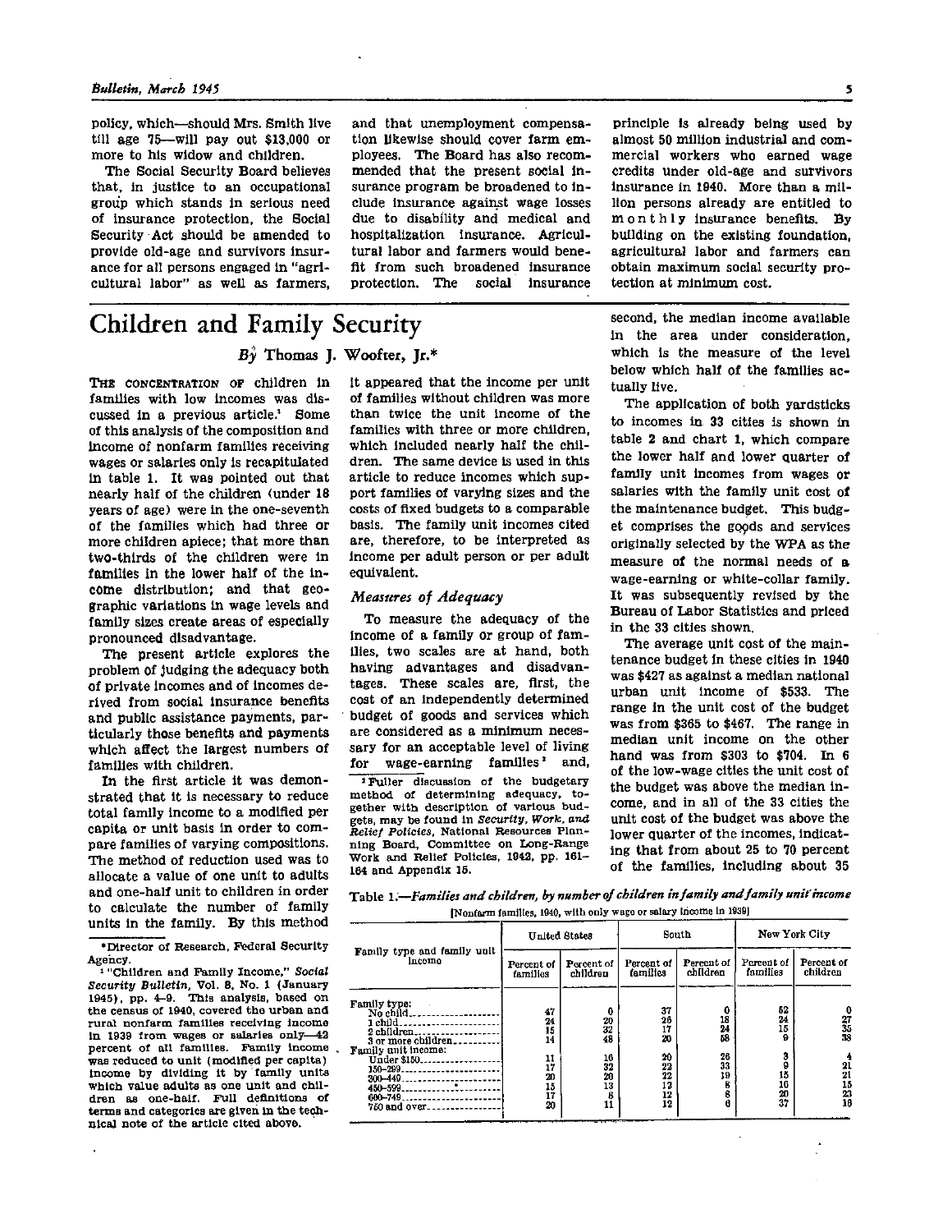policy, which—should Mrs. Smith live till age 75—will pay out $13,000 or more to his widow and children.

The Social Security Board believes that, in justice to an occupational group which stands in serious need of insurance protection, the Social Security Act should be amended to provide old-age and survivors insurance for all persons engaged in "agricultural labor" as well as farmers, and that unemployment compensation likewise should cover farm employees. The Board has also recommended that the present social insurance program be broadened to include insurance against wage losses due to disability and medical and hospitalization insurance. Agricultural labor and farmers would benefit from such broadened insurance protection. The social insurance principle is already being used by almost 50 million industrial and commercial workers who earned wage credits under old-age and survivors insurance in 1940. More than a million persons already are entitled to monthly insurance benefits. By building on the existing foundation, agricultural labor and farmers can obtain maximum social security protection at minimum cost.

# Children and Family Security

*By* Thomas J. Woofter, Jr.*

THE CONCENTRATION OF children in families with low incomes was discussed in a previous article.[1] Some of this analysis of the composition and income of nonfarm families receiving wages or salaries only is recapitulated in table 1. It was pointed out that nearly half of the children (under 18 years of age) were in the one-seventh of the families which had three or more children apiece; that more than two-thirds of the children were in families in the lower half of the income distribution; and that geographic variations in wage levels and family sizes create areas of especially pronounced disadvantage.

The present article explores the problem of judging the adequacy both of private incomes and of incomes derived from social insurance benefits and public assistance payments, particularly those benefits and payments which affect the largest numbers of families with children.

In the first article it was demonstrated that it is necessary to reduce total family income to a modified per capita or unit basis in order to compare families of varying compositions. The method of reduction used was to allocate a value of one unit to adults and one-half unit to children in order to calculate the number of family units in the family. By this method it appeared that the income per unit of families without children was more than twice the unit income of the families with three or more children, which included nearly half the children. The same device is used in this article to reduce incomes which support families of varying sizes and the costs of fixed budgets to a comparable basis. The family unit incomes cited are, therefore, to be interpreted as income per adult person or per adult equivalent.

## *Measures of Adequacy*

To measure the adequacy of the income of a family or group of families, two scales are at hand, both having advantages and disadvantages. These scales are, first, the cost of an independently determined budget of goods and services which are considered as a minimum necessary for an acceptable level of living for wage-earning families[2] and, second, the median income available in the area under consideration, which is the measure of the level below which half of the families actually live.

The application of both yardsticks to incomes in 33 cities is shown in table 2 and chart 1, which compare the lower half and lower quarter of family unit incomes from wages or salaries with the family unit cost of the maintenance budget. This budget comprises the goods and services originally selected by the WPA as the measure of the normal needs of a wage-earning or white-collar family. It was subsequently revised by the Bureau of Labor Statistics and priced in the 33 cities shown.

The average unit cost of the maintenance budget in these cities in 1940 was $427 as against a median national urban unit income of $533. The range in the unit cost of the budget was from $365 to $467. The range in median unit income on the other hand was from $303 to $704. In 6 of the low-wage cities the unit cost of the budget was above the median income, and in all of the 33 cities the unit cost of the budget was above the lower quarter of the incomes, indicating that from about 25 to 70 percent of the families, including about 35

Table 1.—*Families and children, by number of children in family and family unit income*

[Nonfarm families, 1940, with only wage or salary income in 1939]

| Family type and family unit income | United States | | South | | New York City | |
|---|---|---|---|---|---|---|
| | Percent of families | Percent of children | Percent of families | Percent of children | Percent of families | Percent of children |
| Family type: | | | | | | |
| No child | 47 | 0 | 37 | 0 | 52 | 0 |
| 1 child | 24 | 20 | 26 | 18 | 24 | 27 |
| 2 children | 15 | 32 | 17 | 24 | 15 | 35 |
| 3 or more children | 14 | 48 | 20 | 58 | 9 | 38 |
| Family unit income: | | | | | | |
| Under $150 | 11 | 16 | 20 | 28 | 3 | 4 |
| 150–299 | 17 | 32 | 22 | 33 | 9 | 21 |
| 300–449 | 20 | 20 | 22 | 19 | 15 | 21 |
| 450–599 | 15 | 13 | 12 | 8 | 16 | 15 |
| 600–749 | 17 | 8 | 12 | 6 | 20 | 23 |
| 750 and over | 20 | 11 | 12 | 6 | 37 | 16 |

*Director of Research, Federal Security Agency.

[1] "Children and Family Income," *Social Security Bulletin*, Vol. 8, No. 1 (January 1945), pp. 4–9. This analysis, based on the census of 1940, covered the urban and rural nonfarm families receiving income in 1939 from wages or salaries only—42 percent of all families. Family income was reduced to unit (modified per capita) income by dividing it by family units which value adults as one unit and children as one-half. Full definitions of terms and categories are given in the technical note of the article cited above.

[2] Fuller discussion of the budgetary method of determining adequacy, together with description of various budgets, may be found in *Security, Work, and Relief Policies*, National Resources Planning Board, Committee on Long-Range Work and Relief Policies, 1942, pp. 161–164 and Appendix 15.